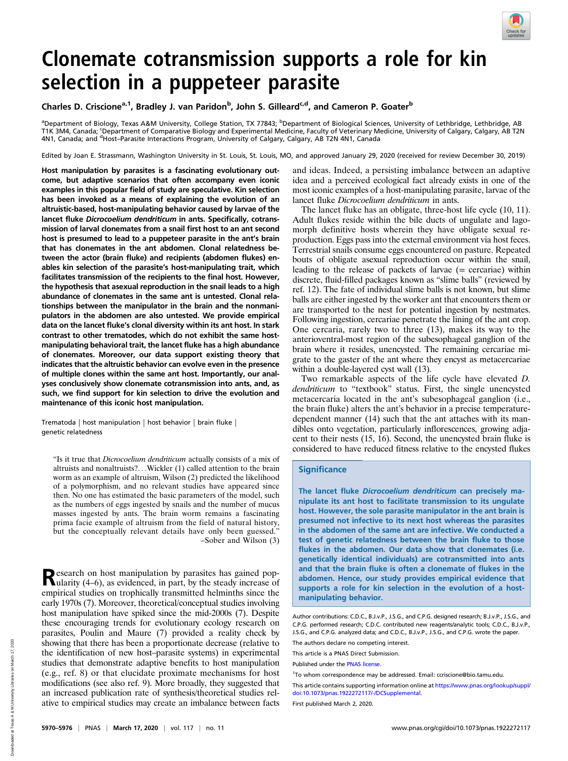# Clonemate cotransmission supports a role for kin selection in a puppeteer parasite

Charles D. Criscione[a,1], Bradley J. van Paridon[b], John S. Gilleard[c,d], and Cameron P. Goater[b]

[a]Department of Biology, Texas A&M University, College Station, TX 77843; [b]Department of Biological Sciences, University of Lethbridge, Lethbridge, AB T1K 3M4, Canada; [c]Department of Comparative Biology and Experimental Medicine, Faculty of Veterinary Medicine, University of Calgary, Calgary, AB T2N 4N1, Canada; and [d]Host–Parasite Interactions Program, University of Calgary, Calgary, AB T2N 4N1, Canada

Edited by Joan E. Strassmann, Washington University in St. Louis, St. Louis, MO, and approved January 29, 2020 (received for review December 30, 2019)

**Host manipulation by parasites is a fascinating evolutionary outcome, but adaptive scenarios that often accompany even iconic examples in this popular field of study are speculative. Kin selection has been invoked as a means of explaining the evolution of an altruistic-based, host-manipulating behavior caused by larvae of the lancet fluke *Dicrocoelium dendriticum* in ants. Specifically, cotransmission of larval clonemates from a snail first host to an ant second host is presumed to lead to a puppeteer parasite in the ant's brain that has clonemates in the ant abdomen. Clonal relatedness between the actor (brain fluke) and recipients (abdomen flukes) enables kin selection of the parasite's host-manipulating trait, which facilitates transmission of the recipients to the final host. However, the hypothesis that asexual reproduction in the snail leads to a high abundance of clonemates in the same ant is untested. Clonal relationships between the manipulator in the brain and the nonmanipulators in the abdomen are also untested. We provide empirical data on the lancet fluke's clonal diversity within its ant host. In stark contrast to other trematodes, which do not exhibit the same host-manipulating behavioral trait, the lancet fluke has a high abundance of clonemates. Moreover, our data support existing theory that indicates that the altruistic behavior can evolve even in the presence of multiple clones within the same ant host. Importantly, our analyses conclusively show clonemate cotransmission into ants, and, as such, we find support for kin selection to drive the evolution and maintenance of this iconic host manipulation.**

Trematoda | host manipulation | host behavior | brain fluke | genetic relatedness

> "Is it true that *Dicrocoelium dendriticum* actually consists of a mix of altruists and nonaltruists?. . .Wickler (1) called attention to the brain worm as an example of altruism, Wilson (2) predicted the likelihood of a polymorphism, and no relevant studies have appeared since then. No one has estimated the basic parameters of the model, such as the numbers of eggs ingested by snails and the number of mucus masses ingested by ants. The brain worm remains a fascinating prima facie example of altruism from the field of natural history, but the conceptually relevant details have only been guessed."
> –Sober and Wilson (3)

Research on host manipulation by parasites has gained popularity (4–6), as evidenced, in part, by the steady increase of empirical studies on trophically transmitted helminths since the early 1970s (7). Moreover, theoretical/conceptual studies involving host manipulation have spiked since the mid-2000s (7). Despite these encouraging trends for evolutionary ecology research on parasites, Poulin and Maure (7) provided a reality check by showing that there has been a proportionate decrease (relative to the identification of new host–parasite systems) in experimental studies that demonstrate adaptive benefits to host manipulation (e.g., ref. 8) or that elucidate proximate mechanisms for host modifications (see also ref. 9). More broadly, they suggested that an increased publication rate of synthesis/theoretical studies relative to empirical studies may create an imbalance between facts and ideas. Indeed, a persisting imbalance between an adaptive idea and a perceived ecological fact already exists in one of the most iconic examples of a host-manipulating parasite, larvae of the lancet fluke *Dicrocoelium dendriticum* in ants.

The lancet fluke has an obligate, three-host life cycle (10, 11). Adult flukes reside within the bile ducts of ungulate and lagomorph definitive hosts wherein they have obligate sexual reproduction. Eggs pass into the external environment via host feces. Terrestrial snails consume eggs encountered on pasture. Repeated bouts of obligate asexual reproduction occur within the snail, leading to the release of packets of larvae (= cercariae) within discrete, fluid-filled packages known as "slime balls" (reviewed by ref. 12). The fate of individual slime balls is not known, but slime balls are either ingested by the worker ant that encounters them or are transported to the nest for potential ingestion by nestmates. Following ingestion, cercariae penetrate the lining of the ant crop. One cercaria, rarely two to three (13), makes its way to the anterioventral-most region of the subesophageal ganglion of the brain where it resides, unencysted. The remaining cercariae migrate to the gaster of the ant where they encyst as metacercariae within a double-layered cyst wall (13).

Two remarkable aspects of the life cycle have elevated *D. dendriticum* to "textbook" status. First, the single unencysted metacercaria located in the ant's subesophageal ganglion (i.e., the brain fluke) alters the ant's behavior in a precise temperature-dependent manner (14) such that the ant attaches with its mandibles onto vegetation, particularly inflorescences, growing adjacent to their nests (15, 16). Second, the unencysted brain fluke is considered to have reduced fitness relative to the encysted flukes

## Significance

**The lancet fluke *Dicrocoelium dendriticum* can precisely manipulate its ant host to facilitate transmission to its ungulate host. However, the sole parasite manipulator in the ant brain is presumed not infective to its next host whereas the parasites in the abdomen of the same ant are infective. We conducted a test of genetic relatedness between the brain fluke to those flukes in the abdomen. Our data show that clonemates (i.e. genetically identical individuals) are cotransmitted into ants and that the brain fluke is often a clonemate of flukes in the abdomen. Hence, our study provides empirical evidence that supports a role for kin selection in the evolution of a host-manipulating behavior.**

Author contributions: C.D.C., B.J.v.P., J.S.G., and C.P.G. designed research; B.J.v.P., J.S.G., and C.P.G. performed research; C.D.C. contributed new reagents/analytic tools; C.D.C., B.J.v.P., J.S.G., and C.P.G. analyzed data; and C.D.C., B.J.v.P., J.S.G., and C.P.G. wrote the paper.

The authors declare no competing interest.

This article is a PNAS Direct Submission.

Published under the PNAS license.

[1]To whom correspondence may be addressed. Email: ccriscione@bio.tamu.edu.

This article contains supporting information online at https://www.pnas.org/lookup/suppl/doi:10.1073/pnas.1922272117/-/DCSupplemental.

First published March 2, 2020.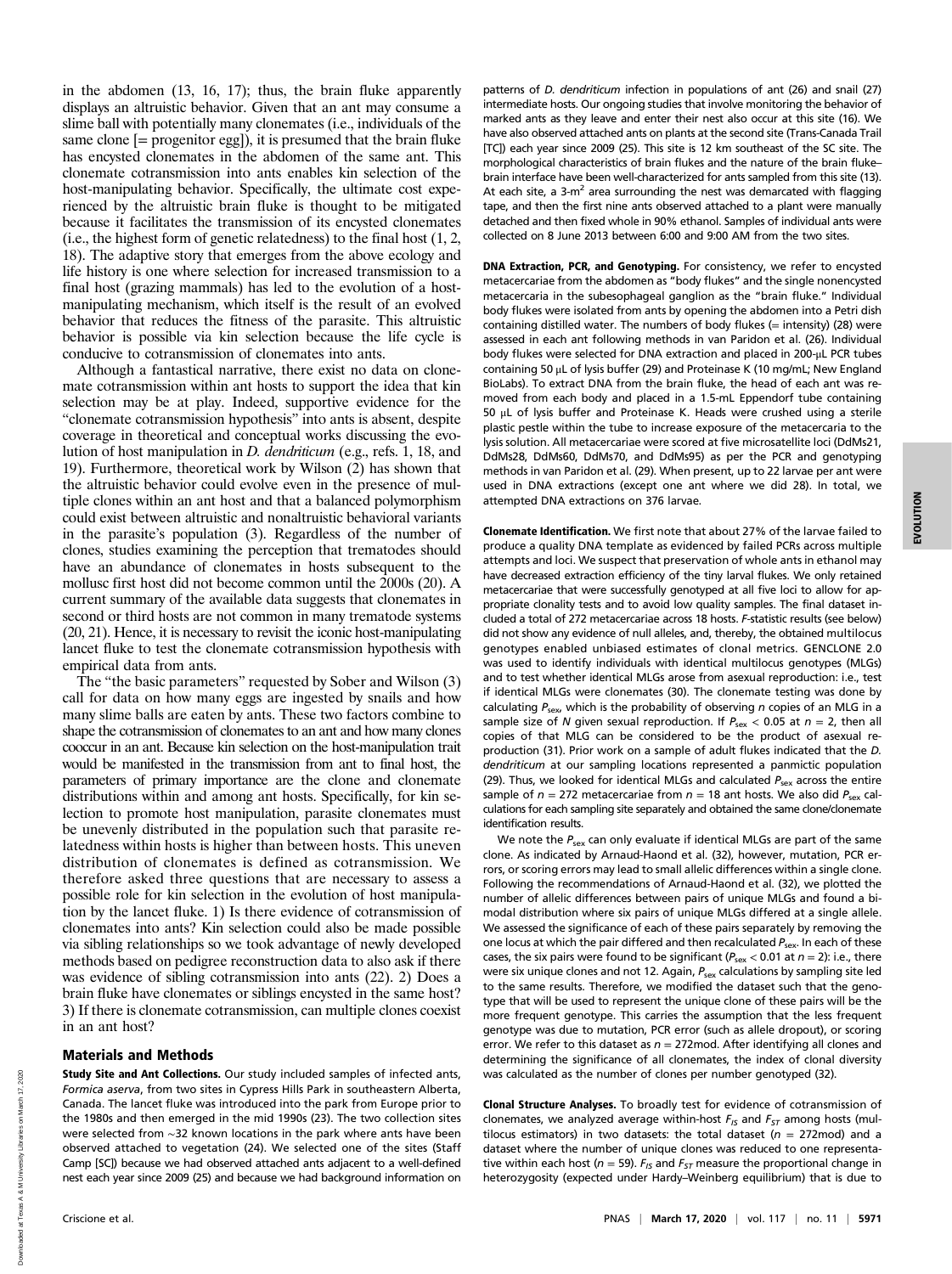in the abdomen (13, 16, 17); thus, the brain fluke apparently displays an altruistic behavior. Given that an ant may consume a slime ball with potentially many clonemates (i.e., individuals of the same clone [= progenitor egg]), it is presumed that the brain fluke has encysted clonemates in the abdomen of the same ant. This clonemate cotransmission into ants enables kin selection of the host-manipulating behavior. Specifically, the ultimate cost experienced by the altruistic brain fluke is thought to be mitigated because it facilitates the transmission of its encysted clonemates (i.e., the highest form of genetic relatedness) to the final host (1, 2, 18). The adaptive story that emerges from the above ecology and life history is one where selection for increased transmission to a final host (grazing mammals) has led to the evolution of a host-manipulating mechanism, which itself is the result of an evolved behavior that reduces the fitness of the parasite. This altruistic behavior is possible via kin selection because the life cycle is conducive to cotransmission of clonemates into ants.

Although a fantastical narrative, there exist no data on clonemate cotransmission within ant hosts to support the idea that kin selection may be at play. Indeed, supportive evidence for the "clonemate cotransmission hypothesis" into ants is absent, despite coverage in theoretical and conceptual works discussing the evolution of host manipulation in *D. dendriticum* (e.g., refs. 1, 18, and 19). Furthermore, theoretical work by Wilson (2) has shown that the altruistic behavior could evolve even in the presence of multiple clones within an ant host and that a balanced polymorphism could exist between altruistic and nonaltruistic behavioral variants in the parasite's population (3). Regardless of the number of clones, studies examining the perception that trematodes should have an abundance of clonemates in hosts subsequent to the mollusc first host did not become common until the 2000s (20). A current summary of the available data suggests that clonemates in second or third hosts are not common in many trematode systems (20, 21). Hence, it is necessary to revisit the iconic host-manipulating lancet fluke to test the clonemate cotransmission hypothesis with empirical data from ants.

The "the basic parameters" requested by Sober and Wilson (3) call for data on how many eggs are ingested by snails and how many slime balls are eaten by ants. These two factors combine to shape the cotransmission of clonemates to an ant and how many clones cooccur in an ant. Because kin selection on the host-manipulation trait would be manifested in the transmission from ant to final host, the parameters of primary importance are the clone and clonemate distributions within and among ant hosts. Specifically, for kin selection to promote host manipulation, parasite clonemates must be unevenly distributed in the population such that parasite relatedness within hosts is higher than between hosts. This uneven distribution of clonemates is defined as cotransmission. We therefore asked three questions that are necessary to assess a possible role for kin selection in the evolution of host manipulation by the lancet fluke. 1) Is there evidence of cotransmission of clonemates into ants? Kin selection could also be made possible via sibling relationships so we took advantage of newly developed methods based on pedigree reconstruction data to also ask if there was evidence of sibling cotransmission into ants (22). 2) Does a brain fluke have clonemates or siblings encysted in the same host? 3) If there is clonemate cotransmission, can multiple clones coexist in an ant host?

## Materials and Methods

**Study Site and Ant Collections.** Our study included samples of infected ants, *Formica aserva*, from two sites in Cypress Hills Park in southeastern Alberta, Canada. The lancet fluke was introduced into the park from Europe prior to the 1980s and then emerged in the mid 1990s (23). The two collection sites were selected from ~32 known locations in the park where ants have been observed attached to vegetation (24). We selected one of the sites (Staff Camp [SC]) because we had observed attached ants adjacent to a well-defined nest each year since 2009 (25) and because we had background information on patterns of *D. dendriticum* infection in populations of ant (26) and snail (27) intermediate hosts. Our ongoing studies that involve monitoring the behavior of marked ants as they leave and enter their nest also occur at this site (16). We have also observed attached ants on plants at the second site (Trans-Canada Trail [TCT]) each year since 2009 (25). This site is 12 km southeast of the SC site. The morphological characteristics of brain flukes and the nature of the brain fluke–brain interface have been well-characterized for ants sampled from this site (13). At each site, a 3-$m^2$ area surrounding the nest was demarcated with flagging tape, and then the first nine ants observed attached to a plant were manually detached and then fixed whole in 90% ethanol. Samples of individual ants were collected on 8 June 2013 between 6:00 and 9:00 AM from the two sites.

**DNA Extraction, PCR, and Genotyping.** For consistency, we refer to encysted metacercariae from the abdomen as "body flukes" and the single nonencysted metacercaria in the subesophageal ganglion as the "brain fluke." Individual body flukes were isolated from ants by opening the abdomen into a Petri dish containing distilled water. The numbers of body flukes (= intensity) (28) were assessed in each ant following methods in van Paridon et al. (26). Individual body flukes were selected for DNA extraction and placed in 200-μL PCR tubes containing 50 μL of lysis buffer (29) and Proteinase K (10 mg/mL; New England BioLabs). To extract DNA from the brain fluke, the head of each ant was removed from each body and placed in a 1.5-mL Eppendorf tube containing 50 μL of lysis buffer and Proteinase K. Heads were crushed using a sterile plastic pestle within the tube to increase exposure of the metacercaria to the lysis solution. All metacercariae were scored at five microsatellite loci (DdMs21, DdMs28, DdMs60, DdMs70, and DdMs95) as per the PCR and genotyping methods in van Paridon et al. (29). When present, up to 22 larvae per ant were used in DNA extractions (except one ant where we did 28). In total, we attempted DNA extractions on 376 larvae.

**Clonemate Identification.** We first note that about 27% of the larvae failed to produce a quality DNA template as evidenced by failed PCRs across multiple attempts and loci. We suspect that preservation of whole ants in ethanol may have decreased extraction efficiency of the tiny larval flukes. We only retained metacercariae that were successfully genotyped at all five loci to allow for appropriate clonality tests and to avoid low quality samples. The final dataset included a total of 272 metacercariae across 18 hosts. *F*-statistic results (see below) did not show any evidence of null alleles, and, thereby, the obtained multilocus genotypes enabled unbiased estimates of clonal metrics. GENCLONE 2.0 was used to identify individuals with identical multilocus genotypes (MLGs) and to test whether identical MLGs arose from asexual reproduction: i.e., test if identical MLGs were clonemates (30). The clonemate testing was done by calculating $P_{sex}$, which is the probability of observing *n* copies of an MLG in a sample size of *N* given sexual reproduction. If $P_{sex} < 0.05$ at $n = 2$, then all copies of that MLG can be considered to be the product of asexual reproduction (31). Prior work on a sample of adult flukes indicated that the *D. dendriticum* at our sampling locations represented a panmictic population (29). Thus, we looked for identical MLGs and calculated $P_{sex}$ across the entire sample of $n = 272$ metacercariae from $n = 18$ ant hosts. We also did $P_{sex}$ calculations for each sampling site separately and obtained the same clone/clonemate identification results.

We note the $P_{sex}$ can only evaluate if identical MLGs are part of the same clone. As indicated by Arnaud-Haond et al. (32), however, mutation, PCR errors, or scoring errors may lead to small allelic differences within a single clone. Following the recommendations of Arnaud-Haond et al. (32), we plotted the number of allelic differences between pairs of unique MLGs and found a bimodal distribution where six pairs of unique MLGs differed at a single allele. We assessed the significance of each of these pairs separately by removing the one locus at which the pair differed and then recalculated $P_{sex}$. In each of these cases, the six pairs were found to be significant ($P_{sex} < 0.01$ at $n = 2$): i.e., there were six unique clones and not 12. Again, $P_{sex}$ calculations by sampling site led to the same results. Therefore, we modified the dataset such that the genotype that will be used to represent the unique clone of these pairs will be the more frequent genotype. This carries the assumption that the less frequent genotype was due to mutation, PCR error (such as allele dropout), or scoring error. We refer to this dataset as $n = 272$mod. After identifying all clones and determining the significance of all clonemates, the index of clonal diversity was calculated as the number of clones per number genotyped (32).

**Clonal Structure Analyses.** To broadly test for evidence of cotransmission of clonemates, we analyzed average within-host $F_{IS}$ and $F_{ST}$ among hosts (multilocus estimators) in two datasets: the total dataset ($n = 272$mod) and a dataset where the number of unique clones was reduced to one representative within each host ($n = 59$). $F_{IS}$ and $F_{ST}$ measure the proportional change in heterozygosity (expected under Hardy–Weinberg equilibrium) that is due to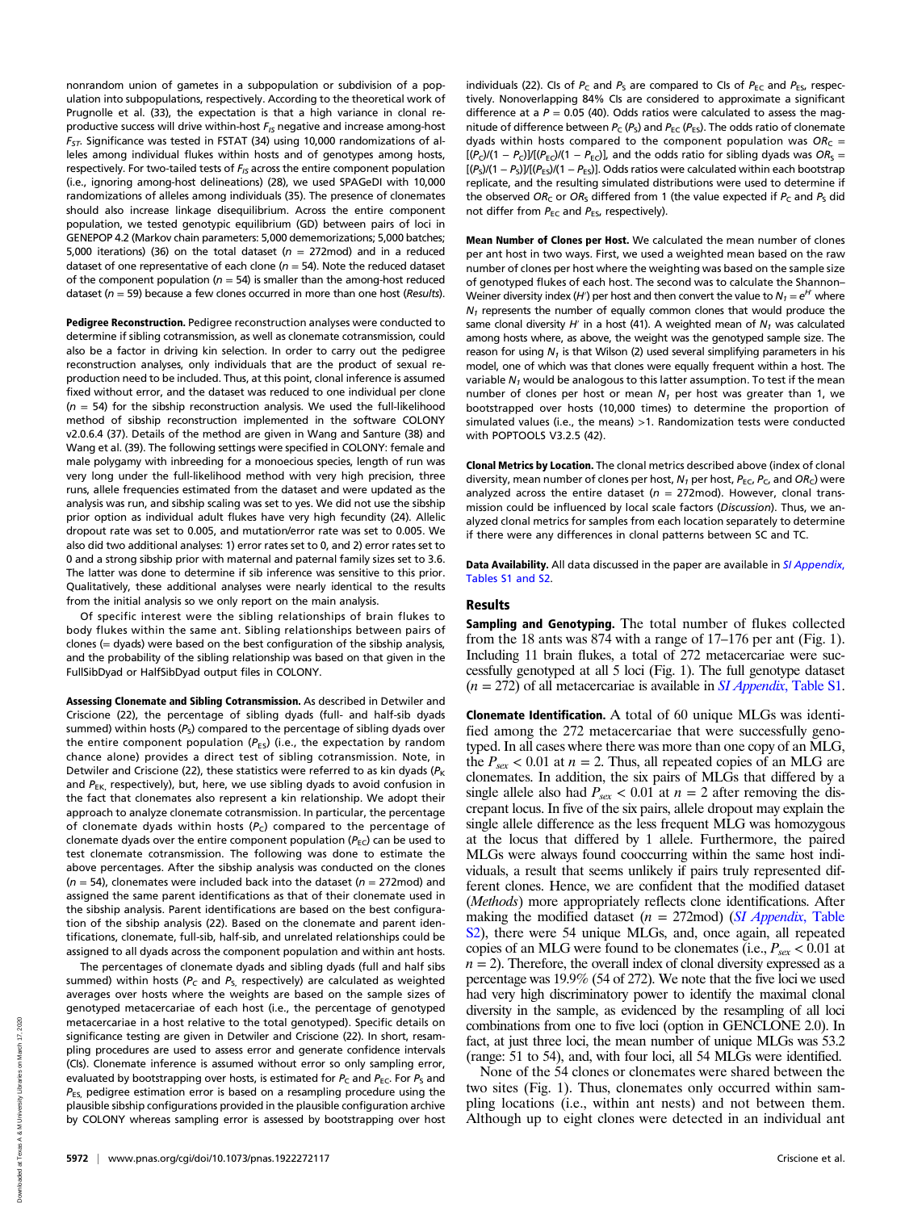nonrandom union of gametes in a subpopulation or subdivision of a population into subpopulations, respectively. According to the theoretical work of Prugnolle et al. (33), the expectation is that a high variance in clonal reproductive success will drive within-host $F_{IS}$ negative and increase among-host $F_{ST}$. Significance was tested in FSTAT (34) using 10,000 randomizations of alleles among individual flukes within hosts and of genotypes among hosts, respectively. For two-tailed tests of $F_{IS}$ across the entire component population (i.e., ignoring among-host delineations) (28), we used SPAGeDI with 10,000 randomizations of alleles among individuals (35). The presence of clonemates should also increase linkage disequilibrium. Across the entire component population, we tested genotypic equilibrium (GD) between pairs of loci in GENEPOP 4.2 (Markov chain parameters: 5,000 dememorizations; 5,000 batches; 5,000 iterations) (36) on the total dataset ($n$ = 272mod) and in a reduced dataset of one representative of each clone ($n$ = 54). Note the reduced dataset of the component population ($n$ = 54) is smaller than the among-host reduced dataset ($n$ = 59) because a few clones occurred in more than one host (*Results*).

**Pedigree Reconstruction.** Pedigree reconstruction analyses were conducted to determine if sibling cotransmission, as well as clonemate cotransmission, could also be a factor in driving kin selection. In order to carry out the pedigree reconstruction analyses, only individuals that are the product of sexual reproduction need to be included. Thus, at this point, clonal inference is assumed fixed without error, and the dataset was reduced to one individual per clone ($n$ = 54) for the sibship reconstruction analysis. We used the full-likelihood method of sibship reconstruction implemented in the software COLONY v2.0.6.4 (37). Details of the method are given in Wang and Santure (38) and Wang et al. (39). The following settings were specified in COLONY: female and male polygamy with inbreeding for a monoecious species, length of run was very long under the full-likelihood method with very high precision, three runs, allele frequencies estimated from the dataset and were updated as the analysis was run, and sibship scaling was set to yes. We did not use the sibship prior option as individual adult flukes have very high fecundity (24). Allelic dropout rate was set to 0.005, and mutation/error rate was set to 0.005. We also did two additional analyses: 1) error rates set to 0, and 2) error rates set to 0 and a strong sibship prior with maternal and paternal family sizes set to 3.6. The latter was done to determine if sib inference was sensitive to this prior. Qualitatively, these additional analyses were nearly identical to the results from the initial analysis so we only report on the main analysis.

Of specific interest were the sibling relationships of brain flukes to body flukes within the same ant. Sibling relationships between pairs of clones (= dyads) were based on the best configuration of the sibship analysis, and the probability of the sibling relationship was based on that given in the FullSibDyad or HalfSibDyad output files in COLONY.

**Assessing Clonemate and Sibling Cotransmission.** As described in Detwiler and Criscione (22), the percentage of sibling dyads (full- and half-sib dyads summed) within hosts ($P_S$) compared to the percentage of sibling dyads over the entire component population ($P_{ES}$) (i.e., the expectation by random chance alone) provides a direct test of sibling cotransmission. Note, in Detwiler and Criscione (22), these statistics were referred to as kin dyads ($P_K$ and $P_{EK}$, respectively), but, here, we use sibling dyads to avoid confusion in the fact that clonemates also represent a kin relationship. We adopt their approach to analyze clonemate cotransmission. In particular, the percentage of clonemate dyads within hosts ($P_C$) compared to the percentage of clonemate dyads over the entire component population ($P_{EC}$) can be used to test clonemate cotransmission. The following was done to estimate the above percentages. After the sibship analysis was conducted on the clones ($n$ = 54), clonemates were included back into the dataset ($n$ = 272mod) and assigned the same parent identifications as that of their clonemate used in the sibship analysis. Parent identifications are based on the best configuration of the sibship analysis (22). Based on the clonemate and parent identifications, clonemate, full-sib, half-sib, and unrelated relationships could be assigned to all dyads across the component population and within ant hosts.

The percentages of clonemate dyads and sibling dyads (full and half sibs summed) within hosts ($P_C$ and $P_S$, respectively) are calculated as weighted averages over hosts where the weights are based on the sample sizes of genotyped metacercariae of each host (i.e., the percentage of genotyped metacercariae in a host relative to the total genotyped). Specific details on significance testing are given in Detwiler and Criscione (22). In short, resampling procedures are used to assess error and generate confidence intervals (CIs). Clonemate inference is assumed without error so only sampling error, evaluated by bootstrapping over hosts, is estimated for $P_C$ and $P_{EC}$. For $P_S$ and $P_{ES}$, pedigree estimation error is based on a resampling procedure using the plausible sibship configurations provided in the plausible configuration archive by COLONY whereas sampling error is assessed by bootstrapping over host individuals (22). CIs of $P_C$ and $P_S$ are compared to CIs of $P_{EC}$ and $P_{ES}$, respectively. Nonoverlapping 84% CIs are considered to approximate a significant difference at a $P$ = 0.05 (40). Odds ratios were calculated to assess the magnitude of difference between $P_C$ ($P_S$) and $P_{EC}$ ($P_{ES}$). The odds ratio of clonemate dyads within hosts compared to the component population was $OR_C = [(P_C)/(1 - P_C)]/[(P_{EC})/(1 - P_{EC})]$, and the odds ratio for sibling dyads was $OR_S = [(P_S)/(1 - P_S)]/[(P_{ES})/(1 - P_{ES})]$. Odds ratios were calculated within each bootstrap replicate, and the resulting simulated distributions were used to determine if the observed $OR_C$ or $OR_S$ differed from 1 (the value expected if $P_C$ and $P_S$ did not differ from $P_{EC}$ and $P_{ES}$, respectively).

**Mean Number of Clones per Host.** We calculated the mean number of clones per ant host in two ways. First, we used a weighted mean based on the raw number of clones per host where the weighting was based on the sample size of genotyped flukes of each host. The second was to calculate the Shannon–Weiner diversity index ($H'$) per host and then convert the value to $N_1 = e^{H'}$ where $N_1$ represents the number of equally common clones that would produce the same clonal diversity $H'$ in a host (41). A weighted mean of $N_1$ was calculated among hosts where, as above, the weight was the genotyped sample size. The reason for using $N_1$ is that Wilson (2) used several simplifying parameters in his model, one of which was that clones were equally frequent within a host. The variable $N_1$ would be analogous to this latter assumption. To test if the mean number of clones per host or mean $N_1$ per host was greater than 1, we bootstrapped over hosts (10,000 times) to determine the proportion of simulated values (i.e., the means) >1. Randomization tests were conducted with POPTOOLS V3.2.5 (42).

**Clonal Metrics by Location.** The clonal metrics described above (index of clonal diversity, mean number of clones per host, $N_1$ per host, $P_{EC}$, $P_C$, and $OR_C$) were analyzed across the entire dataset ($n$ = 272mod). However, clonal transmission could be influenced by local scale factors (*Discussion*). Thus, we analyzed clonal metrics for samples from each location separately to determine if there were any differences in clonal patterns between SC and TC.

**Data Availability.** All data discussed in the paper are available in *SI Appendix*, Tables S1 and S2.

## Results

**Sampling and Genotyping.** The total number of flukes collected from the 18 ants was 874 with a range of 17–176 per ant (Fig. 1). Including 11 brain flukes, a total of 272 metacercariae were successfully genotyped at all 5 loci (Fig. 1). The full genotype dataset ($n$ = 272) of all metacercariae is available in *SI Appendix*, Table S1.

**Clonemate Identification.** A total of 60 unique MLGs was identified among the 272 metacercariae that were successfully genotyped. In all cases where there was more than one copy of an MLG, the $P_{sex} < 0.01$ at $n = 2$. Thus, all repeated copies of an MLG are clonemates. In addition, the six pairs of MLGs that differed by a single allele also had $P_{sex} < 0.01$ at $n = 2$ after removing the discrepant locus. In five of the six pairs, allele dropout may explain the single allele difference as the less frequent MLG was homozygous at the locus that differed by 1 allele. Furthermore, the paired MLGs were always found cooccurring within the same host individuals, a result that seems unlikely if pairs truly represented different clones. Hence, we are confident that the modified dataset (*Methods*) more appropriately reflects clone identifications. After making the modified dataset ($n$ = 272mod) (*SI Appendix*, Table S2), there were 54 unique MLGs, and, once again, all repeated copies of an MLG were found to be clonemates (i.e., $P_{sex} < 0.01$ at $n = 2$). Therefore, the overall index of clonal diversity expressed as a percentage was 19.9% (54 of 272). We note that the five loci we used had very high discriminatory power to identify the maximal clonal diversity in the sample, as evidenced by the resampling of all loci combinations from one to five loci (option in GENCLONE 2.0). In fact, at just three loci, the mean number of unique MLGs was 53.2 (range: 51 to 54), and, with four loci, all 54 MLGs were identified.

None of the 54 clones or clonemates were shared between the two sites (Fig. 1). Thus, clonemates only occurred within sampling locations (i.e., within ant nests) and not between them. Although up to eight clones were detected in an individual ant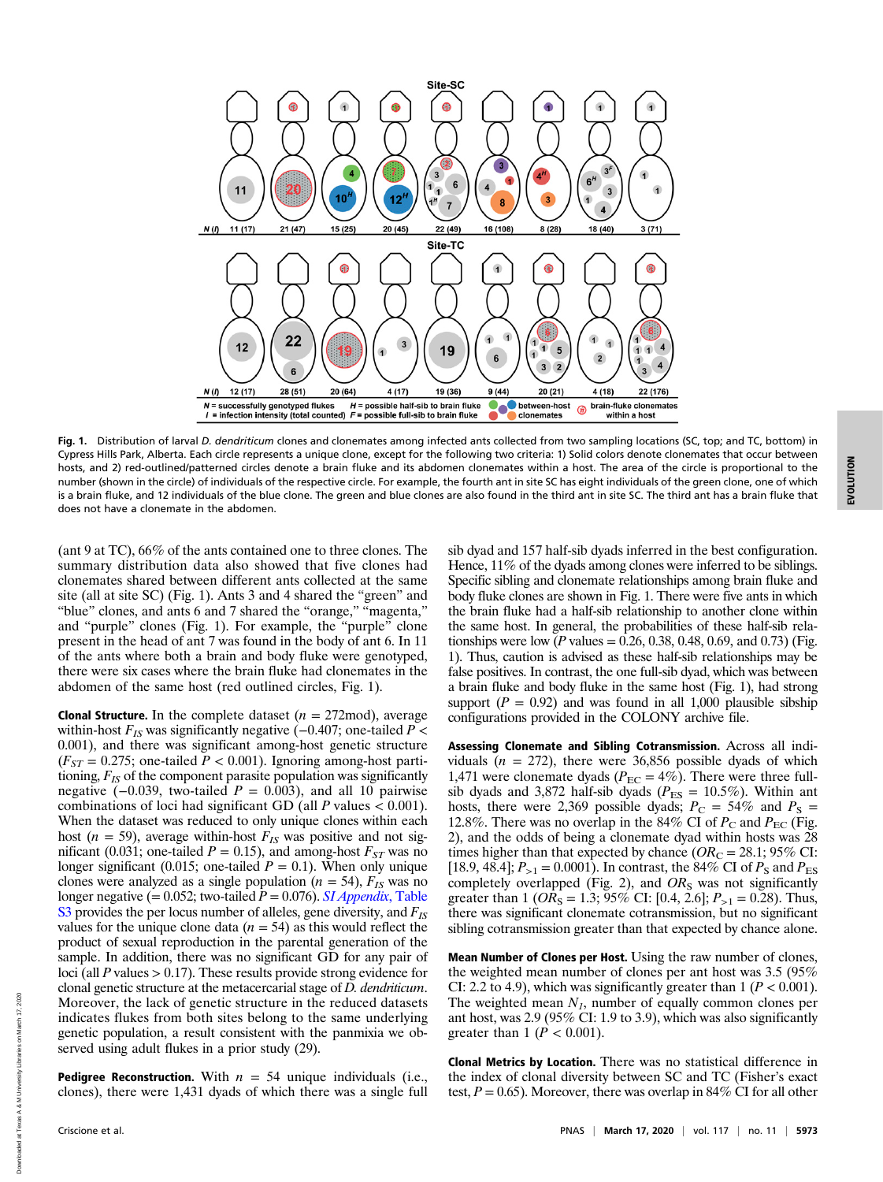**Fig. 1.** Distribution of larval *D. dendriticum* clones and clonemates among infected ants collected from two sampling locations (SC, top; and TC, bottom) in Cypress Hills Park, Alberta. Each circle represents a unique clone, except for the following two criteria: 1) Solid colors denote clonemates that occur between hosts, and 2) red-outlined/patterned circles denote a brain fluke and its abdomen clonemates within a host. The area of the circle is proportional to the number (shown in the circle) of individuals of the respective circle. For example, the fourth ant in site SC has eight individuals of the green clone, one of which is a brain fluke, and 12 individuals of the blue clone. The green and blue clones are also found in the third ant in site SC. The third ant has a brain fluke that does not have a clonemate in the abdomen.

(ant 9 at TC), 66% of the ants contained one to three clones. The summary distribution data also showed that five clones had clonemates shared between different ants collected at the same site (all at site SC) (Fig. 1). Ants 3 and 4 shared the "green" and "blue" clones, and ants 6 and 7 shared the "orange," "magenta," and "purple" clones (Fig. 1). For example, the "purple" clone present in the head of ant 7 was found in the body of ant 6. In 11 of the ants where both a brain and body fluke were genotyped, there were six cases where the brain fluke had clonemates in the abdomen of the same host (red outlined circles, Fig. 1).

**Clonal Structure.** In the complete dataset ($n$ = 272mod), average within-host $F_{IS}$ was significantly negative (−0.407; one-tailed $P <$ 0.001), and there was significant among-host genetic structure ($F_{ST}$ = 0.275; one-tailed $P <$ 0.001). Ignoring among-host partitioning, $F_{IS}$ of the component parasite population was significantly negative (−0.039, two-tailed $P$ = 0.003), and all 10 pairwise combinations of loci had significant GD (all $P$ values < 0.001). When the dataset was reduced to only unique clones within each host ($n$ = 59), average within-host $F_{IS}$ was positive and not significant (0.031; one-tailed $P$ = 0.15), and among-host $F_{ST}$ was no longer significant (0.015; one-tailed $P$ = 0.1). When only unique clones were analyzed as a single population ($n$ = 54), $F_{IS}$ was no longer negative (= 0.052; two-tailed $P$ = 0.076). *SI Appendix*, Table S3 provides the per locus number of alleles, gene diversity, and $F_{IS}$ values for the unique clone data ($n$ = 54) as this would reflect the product of sexual reproduction in the parental generation of the sample. In addition, there was no significant GD for any pair of loci (all $P$ values > 0.17). These results provide strong evidence for clonal genetic structure at the metacercarial stage of *D. dendriticum*. Moreover, the lack of genetic structure in the reduced datasets indicates flukes from both sites belong to the same underlying genetic population, a result consistent with the panmixia we observed using adult flukes in a prior study (29).

**Pedigree Reconstruction.** With $n$ = 54 unique individuals (i.e., clones), there were 1,431 dyads of which there was a single full sib dyad and 157 half-sib dyads inferred in the best configuration. Hence, 11% of the dyads among clones were inferred to be siblings. Specific sibling and clonemate relationships among brain fluke and body fluke clones are shown in Fig. 1. There were five ants in which the brain fluke had a half-sib relationship to another clone within the same host. In general, the probabilities of these half-sib relationships were low ($P$ values = 0.26, 0.38, 0.48, 0.69, and 0.73) (Fig. 1). Thus, caution is advised as these half-sib relationships may be false positives. In contrast, the one full-sib dyad, which was between a brain fluke and body fluke in the same host (Fig. 1), had strong support ($P$ = 0.92) and was found in all 1,000 plausible sibship configurations provided in the COLONY archive file.

**Assessing Clonemate and Sibling Cotransmission.** Across all individuals ($n$ = 272), there were 36,856 possible dyads of which 1,471 were clonemate dyads ($P_{EC}$ = 4%). There were three full-sib dyads and 3,872 half-sib dyads ($P_{ES}$ = 10.5%). Within ant hosts, there were 2,369 possible dyads; $P_C$ = 54% and $P_S$ = 12.8%. There was no overlap in the 84% CI of $P_C$ and $P_{EC}$ (Fig. 2), and the odds of being a clonemate dyad within hosts was 28 times higher than that expected by chance ($OR_C$ = 28.1; 95% CI: [18.9, 48.4]; $P_{>1}$ = 0.0001). In contrast, the 84% CI of $P_S$ and $P_{ES}$ completely overlapped (Fig. 2), and $OR_S$ was not significantly greater than 1 ($OR_S$ = 1.3; 95% CI: [0.4, 2.6]; $P_{>1}$ = 0.28). Thus, there was significant clonemate cotransmission, but no significant sibling cotransmission greater than that expected by chance alone.

**Mean Number of Clones per Host.** Using the raw number of clones, the weighted mean number of clones per ant host was 3.5 (95% CI: 2.2 to 4.9), which was significantly greater than 1 ($P <$ 0.001). The weighted mean $N_1$, number of equally common clones per ant host, was 2.9 (95% CI: 1.9 to 3.9), which was also significantly greater than 1 ($P <$ 0.001).

**Clonal Metrics by Location.** There was no statistical difference in the index of clonal diversity between SC and TC (Fisher's exact test, $P$ = 0.65). Moreover, there was overlap in 84% CI for all other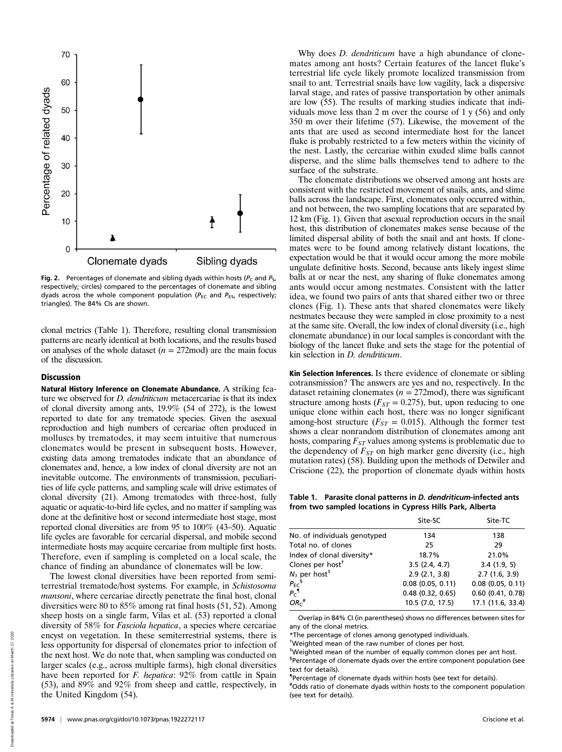Fig. 2. Percentages of clonemate and sibling dyads within hosts ($P_C$ and $P_S$, respectively; circles) compared to the percentages of clonemate and sibling dyads across the whole component population ($P_{EC}$ and $P_{ES}$, respectively; triangles). The 84% CIs are shown.

clonal metrics (Table 1). Therefore, resulting clonal transmission patterns are nearly identical at both locations, and the results based on analyses of the whole dataset ($n$ = 272mod) are the main focus of the discussion.

## Discussion

**Natural History Inference on Clonemate Abundance.** A striking feature we observed for *D. dendriticum* metacercariae is that its index of clonal diversity among ants, 19.9% (54 of 272), is the lowest reported to date for any trematode species. Given the asexual reproduction and high numbers of cercariae often produced in molluscs by trematodes, it may seem intuitive that numerous clonemates would be present in subsequent hosts. However, existing data among trematodes indicate that an abundance of clonemates and, hence, a low index of clonal diversity are not an inevitable outcome. The environments of transmission, peculiarities of life cycle patterns, and sampling scale will drive estimates of clonal diversity (21). Among trematodes with three-host, fully aquatic or aquatic-to-bird life cycles, and no matter if sampling was done at the definitive host or second intermediate host stage, most reported clonal diversities are from 95 to 100% (43–50). Aquatic life cycles are favorable for cercarial dispersal, and mobile second intermediate hosts may acquire cercariae from multiple first hosts. Therefore, even if sampling is completed on a local scale, the chance of finding an abundance of clonemates will be low.

The lowest clonal diversities have been reported from semiterrestrial trematode/host systems. For example, in *Schistosoma mansoni*, where cercariae directly penetrate the final host, clonal diversities were 80 to 85% among rat final hosts (51, 52). Among sheep hosts on a single farm, Vilas et al. (53) reported a clonal diversity of 58% for *Fasciola hepatica*, a species where cercariae encyst on vegetation. In these semiterrestrial systems, there is less opportunity for dispersal of clonemates prior to infection of the next host. We do note that, when sampling was conducted on larger scales (e.g., across multiple farms), high clonal diversities have been reported for *F. hepatica*: 92% from cattle in Spain (53), and 89% and 92% from sheep and cattle, respectively, in the United Kingdom (54).

Why does *D. dendriticum* have a high abundance of clonemates among ant hosts? Certain features of the lancet fluke's terrestrial life cycle likely promote localized transmission from snail to ant. Terrestrial snails have low vagility, lack a dispersive larval stage, and rates of passive transportation by other animals are low (55). The results of marking studies indicate that individuals move less than 2 m over the course of 1 y (56) and only 350 m over their lifetime (57). Likewise, the movement of the ants that are used as second intermediate host for the lancet fluke is probably restricted to a few meters within the vicinity of the nest. Lastly, the cercariae within exuded slime balls cannot disperse, and the slime balls themselves tend to adhere to the surface of the substrate.

The clonemate distributions we observed among ant hosts are consistent with the restricted movement of snails, ants, and slime balls across the landscape. First, clonemates only occurred within, and not between, the two sampling locations that are separated by 12 km (Fig. 1). Given that asexual reproduction occurs in the snail host, this distribution of clonemates makes sense because of the limited dispersal ability of both the snail and ant hosts. If clonemates were to be found among relatively distant locations, the expectation would be that it would occur among the more mobile ungulate definitive hosts. Second, because ants likely ingest slime balls at or near the nest, any sharing of fluke clonemates among ants would occur among nestmates. Consistent with the latter idea, we found two pairs of ants that shared either two or three clones (Fig. 1). These ants that shared clonemates were likely nestmates because they were sampled in close proximity to a nest at the same site. Overall, the low index of clonal diversity (i.e., high clonemate abundance) in our local samples is concordant with the biology of the lancet fluke and sets the stage for the potential of kin selection in *D. dendriticum*.

**Kin Selection Inferences.** Is there evidence of clonemate or sibling cotransmission? The answers are yes and no, respectively. In the dataset retaining clonemates ($n$ = 272mod), there was significant structure among hosts ($F_{ST}$ = 0.275), but, upon reducing to one unique clone within each host, there was no longer significant among-host structure ($F_{ST}$ = 0.015). Although the former test shows a clear nonrandom distribution of clonemates among ant hosts, comparing $F_{ST}$ values among systems is problematic due to the dependency of $F_{ST}$ on high marker gene diversity (i.e., high mutation rates) (58). Building upon the methods of Detwiler and Criscione (22), the proportion of clonemate dyads within hosts

**Table 1. Parasite clonal patterns in *D. dendriticum*-infected ants from two sampled locations in Cypress Hills Park, Alberta**

| | Site-SC | Site-TC |
|---|---|---|
| No. of individuals genotyped | 134 | 138 |
| Total no. of clones | 25 | 29 |
| Index of clonal diversity* | 18.7% | 21.0% |
| Clones per host[†] | 3.5 (2.4, 4.7) | 3.4 (1.9, 5) |
| $N_1$ per host[‡] | 2.9 (2.1, 3.8) | 2.7 (1.6, 3.9) |
| $P_{EC}$[§] | 0.08 (0.05, 0.11) | 0.08 (0.05, 0.11) |
| $P_C$[¶] | 0.48 (0.32, 0.65) | 0.60 (0.41, 0.78) |
| $OR_C$[#] | 10.5 (7.0, 17.5) | 17.1 (11.6, 33.4) |

Overlap in 84% CI (in parentheses) shows no differences between sites for any of the clonal metrics.

*The percentage of clones among genotyped individuals.

[†]Weighted mean of the raw number of clones per host.

[‡]Weighted mean of the number of equally common clones per ant host.

[§]Percentage of clonemate dyads over the entire component population (see text for details).

[¶]Percentage of clonemate dyads within hosts (see text for details).

[#]Odds ratio of clonemate dyads within hosts to the component population (see text for details).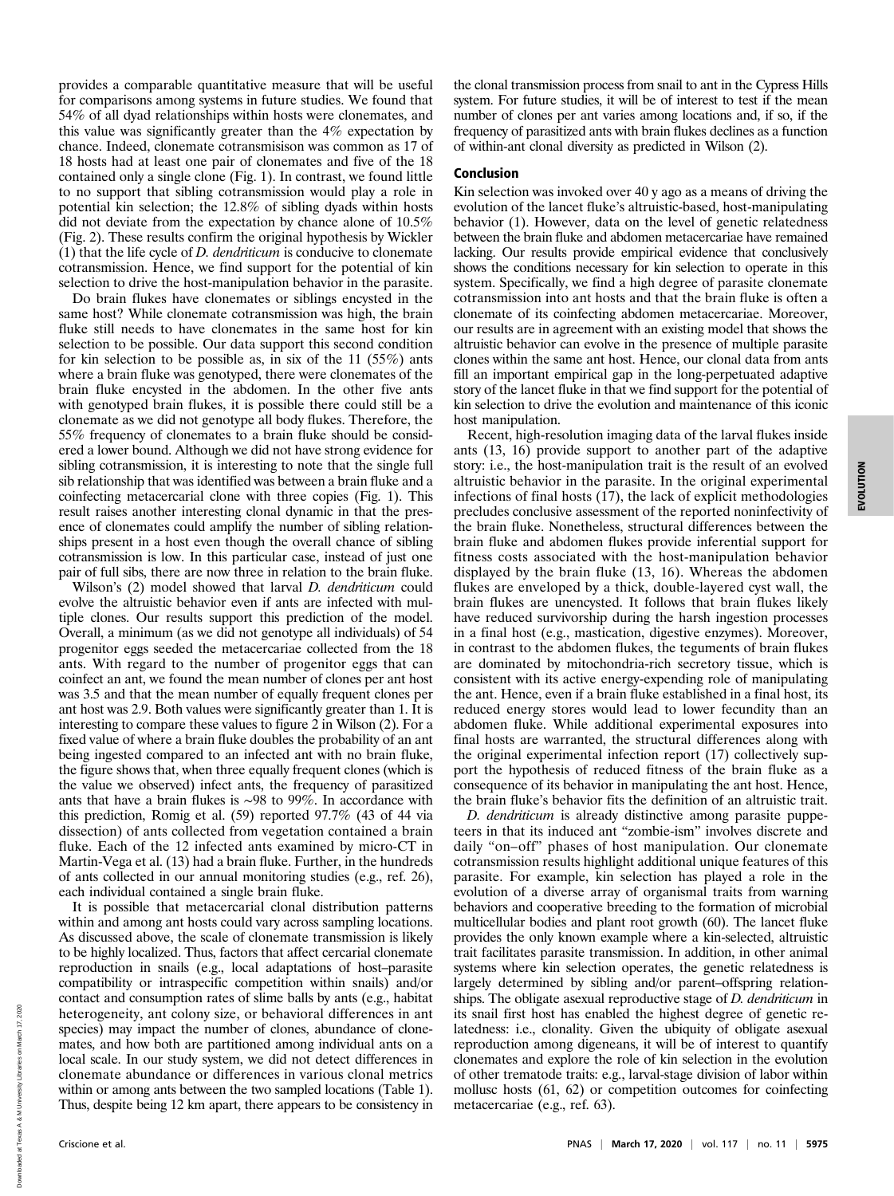provides a comparable quantitative measure that will be useful for comparisons among systems in future studies. We found that 54% of all dyad relationships within hosts were clonemates, and this value was significantly greater than the 4% expectation by chance. Indeed, clonemate cotransmisison was common as 17 of 18 hosts had at least one pair of clonemates and five of the 18 contained only a single clone (Fig. 1). In contrast, we found little to no support that sibling cotransmission would play a role in potential kin selection; the 12.8% of sibling dyads within hosts did not deviate from the expectation by chance alone of 10.5% (Fig. 2). These results confirm the original hypothesis by Wickler (1) that the life cycle of *D. dendriticum* is conducive to clonemate cotransmission. Hence, we find support for the potential of kin selection to drive the host-manipulation behavior in the parasite.

Do brain flukes have clonemates or siblings encysted in the same host? While clonemate cotransmission was high, the brain fluke still needs to have clonemates in the same host for kin selection to be possible. Our data support this second condition for kin selection to be possible as, in six of the 11 (55%) ants where a brain fluke was genotyped, there were clonemates of the brain fluke encysted in the abdomen. In the other five ants with genotyped brain flukes, it is possible there could still be a clonemate as we did not genotype all body flukes. Therefore, the 55% frequency of clonemates to a brain fluke should be considered a lower bound. Although we did not have strong evidence for sibling cotransmission, it is interesting to note that the single full sib relationship that was identified was between a brain fluke and a coinfecting metacercarial clone with three copies (Fig. 1). This result raises another interesting clonal dynamic in that the presence of clonemates could amplify the number of sibling relationships present in a host even though the overall chance of sibling cotransmission is low. In this particular case, instead of just one pair of full sibs, there are now three in relation to the brain fluke.

Wilson's (2) model showed that larval *D. dendriticum* could evolve the altruistic behavior even if ants are infected with multiple clones. Our results support this prediction of the model. Overall, a minimum (as we did not genotype all individuals) of 54 progenitor eggs seeded the metacercariae collected from the 18 ants. With regard to the number of progenitor eggs that can coinfect an ant, we found the mean number of clones per ant host was 3.5 and that the mean number of equally frequent clones per ant host was 2.9. Both values were significantly greater than 1. It is interesting to compare these values to figure 2 in Wilson (2). For a fixed value of where a brain fluke doubles the probability of an ant being ingested compared to an infected ant with no brain fluke, the figure shows that, when three equally frequent clones (which is the value we observed) infect ants, the frequency of parasitized ants that have a brain flukes is ~98 to 99%. In accordance with this prediction, Romig et al. (59) reported 97.7% (43 of 44 via dissection) of ants collected from vegetation contained a brain fluke. Each of the 12 infected ants examined by micro-CT in Martin-Vega et al. (13) had a brain fluke. Further, in the hundreds of ants collected in our annual monitoring studies (e.g., ref. 26), each individual contained a single brain fluke.

It is possible that metacercarial clonal distribution patterns within and among ant hosts could vary across sampling locations. As discussed above, the scale of clonemate transmission is likely to be highly localized. Thus, factors that affect cercarial clonemate reproduction in snails (e.g., local adaptations of host–parasite compatibility or intraspecific competition within snails) and/or contact and consumption rates of slime balls by ants (e.g., habitat heterogeneity, ant colony size, or behavioral differences in ant species) may impact the number of clones, abundance of clonemates, and how both are partitioned among individual ants on a local scale. In our study system, we did not detect differences in clonemate abundance or differences in various clonal metrics within or among ants between the two sampled locations (Table 1). Thus, despite being 12 km apart, there appears to be consistency in the clonal transmission process from snail to ant in the Cypress Hills system. For future studies, it will be of interest to test if the mean number of clones per ant varies among locations and, if so, if the frequency of parasitized ants with brain flukes declines as a function of within-ant clonal diversity as predicted in Wilson (2).

## Conclusion

Kin selection was invoked over 40 y ago as a means of driving the evolution of the lancet fluke's altruistic-based, host-manipulating behavior (1). However, data on the level of genetic relatedness between the brain fluke and abdomen metacercariae have remained lacking. Our results provide empirical evidence that conclusively shows the conditions necessary for kin selection to operate in this system. Specifically, we find a high degree of parasite clonemate cotransmission into ant hosts and that the brain fluke is often a clonemate of its coinfecting abdomen metacercariae. Moreover, our results are in agreement with an existing model that shows the altruistic behavior can evolve in the presence of multiple parasite clones within the same ant host. Hence, our clonal data from ants fill an important empirical gap in the long-perpetuated adaptive story of the lancet fluke in that we find support for the potential of kin selection to drive the evolution and maintenance of this iconic host manipulation.

Recent, high-resolution imaging data of the larval flukes inside ants (13, 16) provide support to another part of the adaptive story: i.e., the host-manipulation trait is the result of an evolved altruistic behavior in the parasite. In the original experimental infections of final hosts (17), the lack of explicit methodologies precludes conclusive assessment of the reported noninfectivity of the brain fluke. Nonetheless, structural differences between the brain fluke and abdomen flukes provide inferential support for fitness costs associated with the host-manipulation behavior displayed by the brain fluke (13, 16). Whereas the abdomen flukes are enveloped by a thick, double-layered cyst wall, the brain flukes are unencysted. It follows that brain flukes likely have reduced survivorship during the harsh ingestion processes in a final host (e.g., mastication, digestive enzymes). Moreover, in contrast to the abdomen flukes, the teguments of brain flukes are dominated by mitochondria-rich secretory tissue, which is consistent with its active energy-expending role of manipulating the ant. Hence, even if a brain fluke established in a final host, its reduced energy stores would lead to lower fecundity than an abdomen fluke. While additional experimental exposures into final hosts are warranted, the structural differences along with the original experimental infection report (17) collectively support the hypothesis of reduced fitness of the brain fluke as a consequence of its behavior in manipulating the ant host. Hence, the brain fluke's behavior fits the definition of an altruistic trait.

*D. dendriticum* is already distinctive among parasite puppeteers in that its induced ant "zombie-ism" involves discrete and daily "on–off" phases of host manipulation. Our clonemate cotransmission results highlight additional unique features of this parasite. For example, kin selection has played a role in the evolution of a diverse array of organismal traits from warning behaviors and cooperative breeding to the formation of microbial multicellular bodies and plant root growth (60). The lancet fluke provides the only known example where a kin-selected, altruistic trait facilitates parasite transmission. In addition, in other animal systems where kin selection operates, the genetic relatedness is largely determined by sibling and/or parent–offspring relationships. The obligate asexual reproductive stage of *D. dendriticum* in its snail first host has enabled the highest degree of genetic relatedness: i.e., clonality. Given the ubiquity of obligate asexual reproduction among digeneans, it will be of interest to quantify clonemates and explore the role of kin selection in the evolution of other trematode traits: e.g., larval-stage division of labor within mollusc hosts (61, 62) or competition outcomes for coinfecting metacercariae (e.g., ref. 63).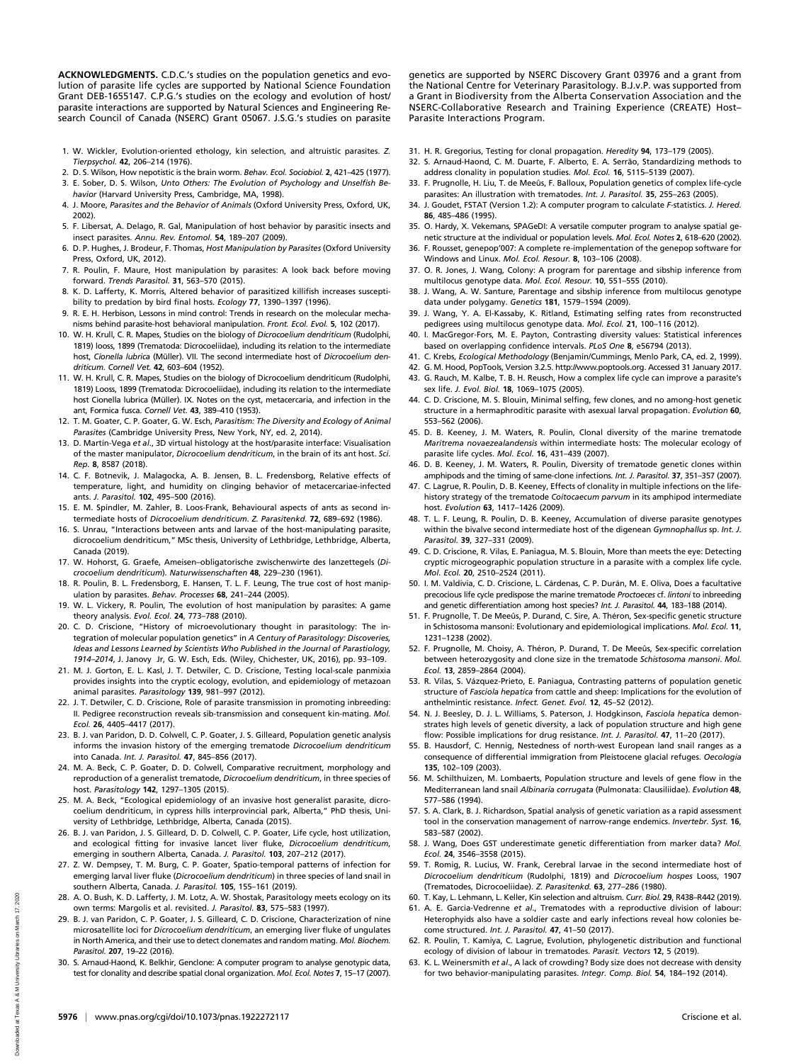**ACKNOWLEDGMENTS.** C.D.C.'s studies on the population genetics and evolution of parasite life cycles are supported by National Science Foundation Grant DEB-1655147. C.P.G.'s studies on the ecology and evolution of host/parasite interactions are supported by Natural Sciences and Engineering Research Council of Canada (NSERC) Grant 05067. J.S.G.'s studies on parasite genetics are supported by NSERC Discovery Grant 03976 and a grant from the National Centre for Veterinary Parasitology. B.J.v.P. was supported from a Grant in Biodiversity from the Alberta Conservation Association and the NSERC-Collaborative Research and Training Experience (CREATE) Host–Parasite Interactions Program.

1. W. Wickler, Evolution-oriented ethology, kin selection, and altruistic parasites. *Z. Tierpsychol.* **42**, 206–214 (1976).
2. D. S. Wilson, How nepotistic is the brain worm. *Behav. Ecol. Sociobiol.* **2**, 421–425 (1977).
3. E. Sober, D. S. Wilson, *Unto Others: The Evolution of Psychology and Unselfish Behavior* (Harvard University Press, Cambridge, MA, 1998).
4. J. Moore, *Parasites and the Behavior of Animals* (Oxford University Press, Oxford, UK, 2002).
5. F. Libersat, A. Delago, R. Gal, Manipulation of host behavior by parasitic insects and insect parasites. *Annu. Rev. Entomol.* **54**, 189–207 (2009).
6. D. P. Hughes, J. Brodeur, F. Thomas, *Host Manipulation by Parasites* (Oxford University Press, Oxford, UK, 2012).
7. R. Poulin, F. Maure, Host manipulation by parasites: A look back before moving forward. *Trends Parasitol.* **31**, 563–570 (2015).
8. K. D. Lafferty, K. Morris, Altered behavior of parasitized killifish increases susceptibility to predation by bird final hosts. *Ecology* **77**, 1390–1397 (1996).
9. R. E. H. Herbison, Lessons in mind control: Trends in research on the molecular mechanisms behind parasite-host behavioral manipulation. *Front. Ecol. Evol.* **5**, 102 (2017).
10. W. H. Krull, C. R. Mapes, Studies on the biology of *Dicrocoelium dendriticum* (Rudolphi, 1819) looss, 1899 (Trematoda: Dicrocoeliidae), including its relation to the intermediate host, *Cionella lubrica* (Müller). VII. The second intermediate host of *Dicrocoelium dendriticum*. *Cornell Vet.* **42**, 603–604 (1952).
11. W. H. Krull, C. R. Mapes, Studies on the biology of Dicrocoelium dendriticum (Rudolphi, 1819) Looss, 1899 (Trematoda: Dicrocoeliidae), including its relation to the intermediate host Cionella lubrica (Müller). IX. Notes on the cyst, metacercaria, and infection in the ant, Formica fusca. *Cornell Vet.* **43**, 389–410 (1953).
12. T. M. Goater, C. P. Goater, G. W. Esch, *Parasitism: The Diversity and Ecology of Animal Parasites* (Cambridge University Press, New York, NY, ed. 2, 2014).
13. D. Martín-Vega *et al*., 3D virtual histology at the host/parasite interface: Visualisation of the master manipulator, *Dicrocoelium dendriticum*, in the brain of its ant host. *Sci. Rep.* **8**, 8587 (2018).
14. C. F. Botnevik, J. Malagocka, A. B. Jensen, B. L. Fredensborg, Relative effects of temperature, light, and humidity on clinging behavior of metacercariae-infected ants. *J. Parasitol.* **102**, 495–500 (2016).
15. E. M. Spindler, M. Zahler, B. Loos-Frank, Behavioural aspects of ants as second intermediate hosts of *Dicrocoelium dendriticum*. *Z. Parasitenkd.* **72**, 689–692 (1986).
16. S. Unrau, "Interactions between ants and larvae of the host-manipulating parasite, dicrocoelium dendriticum," MSc thesis, University of Lethbridge, Lethbridge, Alberta, Canada (2019).
17. W. Hohorst, G. Graefe, Ameisen–obligatorische zwischenwirte des lanzettegels (*Dicrocoelium dendriticum*). *Naturwissenschaften* **48**, 229–230 (1961).
18. R. Poulin, B. L. Fredensborg, E. Hansen, T. L. F. Leung, The true cost of host manipulation by parasites. *Behav. Processes* **68**, 241–244 (2005).
19. W. L. Vickery, R. Poulin, The evolution of host manipulation by parasites: A game theory analysis. *Evol. Ecol.* **24**, 773–788 (2010).
20. C. D. Criscione, "History of microevolutionary thought in parasitology: The integration of molecular population genetics" in *A Century of Parasitology: Discoveries, Ideas and Lessons Learned by Scientists Who Published in the Journal of Parastiology, 1914–2014*, J. Janovy Jr, G. W. Esch, Eds. (Wiley, Chichester, UK, 2016), pp. 93–109.
21. M. J. Gorton, E. L. Kasl, J. T. Detwiler, C. D. Criscione, Testing local-scale panmixia provides insights into the cryptic ecology, evolution, and epidemiology of metazoan animal parasites. *Parasitology* **139**, 981–997 (2012).
22. J. T. Detwiler, C. D. Criscione, Role of parasite transmission in promoting inbreeding: II. Pedigree reconstruction reveals sib-transmission and consequent kin-mating. *Mol. Ecol.* **26**, 4405–4417 (2017).
23. B. J. van Paridon, D. D. Colwell, C. P. Goater, J. S. Gilleard, Population genetic analysis informs the invasion history of the emerging trematode *Dicrocoelium dendriticum* into Canada. *Int. J. Parasitol.* **47**, 845–856 (2017).
24. M. A. Beck, C. P. Goater, D. D. Colwell, Comparative recruitment, morphology and reproduction of a generalist trematode, *Dicrocoelium dendriticum*, in three species of host. *Parasitology* **142**, 1297–1305 (2015).
25. M. A. Beck, "Ecological epidemiology of an invasive host generalist parasite, dicrocoelium dendriticum, in cypress hills interprovincial park, Alberta," PhD thesis, University of Lethbridge, Lethbridge, Alberta, Canada (2015).
26. B. J. van Paridon, J. S. Gilleard, D. D. Colwell, C. P. Goater, Life cycle, host utilization, and ecological fitting for invasive lancet liver fluke, *Dicrocoelium dendriticum*, emerging in southern Alberta, Canada. *J. Parasitol.* **103**, 207–212 (2017).
27. Z. W. Dempsey, T. M. Burg, C. P. Goater, Spatio-temporal patterns of infection for emerging larval liver fluke (*Dicrocoelium dendriticum*) in three species of land snail in southern Alberta, Canada. *J. Parasitol.* **105**, 155–161 (2019).
28. A. O. Bush, K. D. Lafferty, J. M. Lotz, A. W. Shostak, Parasitology meets ecology on its own terms: Margolis et al. revisited. *J. Parasitol.* **83**, 575–583 (1997).
29. B. J. van Paridon, C. P. Goater, J. S. Gilleard, C. D. Criscione, Characterization of nine microsatellite loci for *Dicrocoelium dendriticum*, an emerging liver fluke of ungulates in North America, and their use to detect clonemates and random mating. *Mol. Biochem. Parasitol.* **207**, 19–22 (2016).
30. S. Arnaud-Haond, K. Belkhir, Genclone: A computer program to analyse genotypic data, test for clonality and describe spatial clonal organization. *Mol. Ecol. Notes* **7**, 15–17 (2007).
31. H. R. Gregorius, Testing for clonal propagation. *Heredity* **94**, 173–179 (2005).
32. S. Arnaud-Haond, C. M. Duarte, F. Alberto, E. A. Serrão, Standardizing methods to address clonality in population studies. *Mol. Ecol.* **16**, 5115–5139 (2007).
33. F. Prugnolle, H. Liu, T. de Meeûs, F. Balloux, Population genetics of complex life-cycle parasites: An illustration with trematodes. *Int. J. Parasitol.* **35**, 255–263 (2005).
34. J. Goudet, FSTAT (Version 1.2): A computer program to calculate F-statistics. *J. Hered.* **86**, 485–486 (1995).
35. O. Hardy, X. Vekemans, SPAGeDI: A versatile computer program to analyse spatial genetic structure at the individual or population levels. *Mol. Ecol. Notes* **2**, 618–620 (2002).
36. F. Rousset, genepop'007: A complete re-implementation of the genepop software for Windows and Linux. *Mol. Ecol. Resour.* **8**, 103–106 (2008).
37. O. R. Jones, J. Wang, Colony: A program for parentage and sibship inference from multilocus genotype data. *Mol. Ecol. Resour.* **10**, 551–555 (2010).
38. J. Wang, A. W. Santure, Parentage and sibship inference from multilocus genotype data under polygamy. *Genetics* **181**, 1579–1594 (2009).
39. J. Wang, Y. A. El-Kassaby, K. Ritland, Estimating selfing rates from reconstructed pedigrees using multilocus genotype data. *Mol. Ecol.* **21**, 100–116 (2012).
40. I. MacGregor-Fors, M. E. Payton, Contrasting diversity values: Statistical inferences based on overlapping confidence intervals. *PLoS One* **8**, e56794 (2013).
41. C. Krebs, *Ecological Methodology* (Benjamin/Cummings, Menlo Park, CA, ed. 2, 1999).
42. G. M. Hood, PopTools, Version 3.2.5. http://www.poptools.org. Accessed 31 January 2017.
43. G. Rauch, M. Kalbe, T. B. H. Reusch, How a complex life cycle can improve a parasite's sex life. *J. Evol. Biol.* **18**, 1069–1075 (2005).
44. C. D. Criscione, M. S. Blouin, Minimal selfing, few clones, and no among-host genetic structure in a hermaphroditic parasite with asexual larval propagation. *Evolution* **60**, 553–562 (2006).
45. D. B. Keeney, J. M. Waters, R. Poulin, Clonal diversity of the marine trematode *Maritrema novaezealandensis* within intermediate hosts: The molecular ecology of parasite life cycles. *Mol. Ecol.* **16**, 431–439 (2007).
46. D. B. Keeney, J. M. Waters, R. Poulin, Diversity of trematode genetic clones within amphipods and the timing of same-clone infections. *Int. J. Parasitol.* **37**, 351–357 (2007).
47. C. Lagrue, R. Poulin, D. B. Keeney, Effects of clonality in multiple infections on the life-history strategy of the trematode *Coitocaecum parvum* in its amphipod intermediate host. *Evolution* **63**, 1417–1426 (2009).
48. T. L. F. Leung, R. Poulin, D. B. Keeney, Accumulation of diverse parasite genotypes within the bivalve second intermediate host of the digenean *Gymnophallus* sp. *Int. J. Parasitol.* **39**, 327–331 (2009).
49. C. D. Criscione, R. Vilas, E. Paniagua, M. S. Blouin, More than meets the eye: Detecting cryptic microgeographic population structure in a parasite with a complex life cycle. *Mol. Ecol.* **20**, 2510–2524 (2011).
50. I. M. Valdivia, C. D. Criscione, L. Cárdenas, C. P. Durán, M. E. Oliva, Does a facultative precocious life cycle predispose the marine trematode *Proctoeces* cf. *lintoni* to inbreeding and genetic differentiation among host species? *Int. J. Parasitol.* **44**, 183–188 (2014).
51. F. Prugnolle, T. De Meeûs, P. Durand, C. Sire, A. Théron, Sex-specific genetic structure in Schistosoma mansoni: Evolutionary and epidemiological implications. *Mol. Ecol.* **11**, 1231–1238 (2002).
52. F. Prugnolle, M. Choisy, A. Théron, P. Durand, T. De Meeûs, Sex-specific correlation between heterozygosity and clone size in the trematode *Schistosoma mansoni*. *Mol. Ecol.* **13**, 2859–2864 (2004).
53. R. Vilas, S. Vázquez-Prieto, E. Paniagua, Contrasting patterns of population genetic structure of *Fasciola hepatica* from cattle and sheep: Implications for the evolution of anthelmintic resistance. *Infect. Genet. Evol.* **12**, 45–52 (2012).
54. N. J. Beesley, D. J. L. Williams, S. Paterson, J. Hodgkinson, *Fasciola hepatica* demonstrates high levels of genetic diversity, a lack of population structure and high gene flow: Possible implications for drug resistance. *Int. J. Parasitol.* **47**, 11–20 (2017).
55. B. Hausdorf, C. Hennig, Nestedness of north-west European land snail ranges as a consequence of differential immigration from Pleistocene glacial refuges. *Oecologia* **135**, 102–109 (2003).
56. M. Schilthuizen, M. Lombaerts, Population structure and levels of gene flow in the Mediterranean land snail *Albinaria corrugata* (Pulmonata: Clausiliidae). *Evolution* **48**, 577–586 (1994).
57. S. A. Clark, B. J. Richardson, Spatial analysis of genetic variation as a rapid assessment tool in the conservation management of narrow-range endemics. *Invertebr. Syst.* **16**, 583–587 (2002).
58. J. Wang, Does GST underestimate genetic differentiation from marker data? *Mol. Ecol.* **24**, 3546–3558 (2015).
59. T. Romig, R. Lucius, W. Frank, Cerebral larvae in the second intermediate host of *Dicrocoelium dendriticum* (Rudolphi, 1819) and *Dicrocoelium hospes* Looss, 1907 (Trematodes, Dicrocoeliidae). *Z. Parasitenkd.* **63**, 277–286 (1980).
60. T. Kay, L. Lehmann, L. Keller, Kin selection and altruism. *Curr. Biol.* **29**, R438–R442 (2019).
61. A. E. Garcia-Vedrenne *et al*., Trematodes with a reproductive division of labour: Heterophyids also have a soldier caste and early infections reveal how colonies become structured. *Int. J. Parasitol.* **47**, 41–50 (2017).
62. R. Poulin, T. Kamiya, C. Lagrue, Evolution, phylogenetic distribution and functional ecology of division of labour in trematodes. *Parasit. Vectors* **12**, 5 (2019).
63. K. L. Weinersmith *et al*., A lack of crowding? Body size does not decrease with density for two behavior-manipulating parasites. *Integr. Comp. Biol.* **54**, 184–192 (2014).